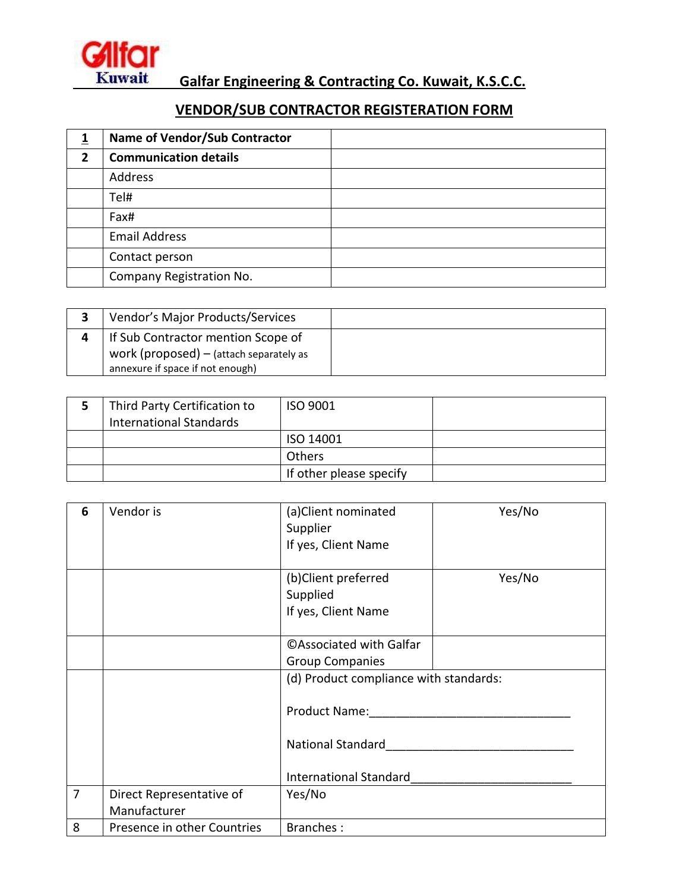Galfar Kuwait

**Galfar Engineering & Contracting Co. Kuwait, K.S.C.C.**

## VENDOR/SUB CONTRACTOR REGISTERATION FORM

| | | |
|---|---|---|
| **1** | **Name of Vendor/Sub Contractor** | |
| **2** | **Communication details** | |
| | Address | |
| | Tel# | |
| | Fax# | |
| | Email Address | |
| | Contact person | |
| | Company Registration No. | |

| | | |
|---|---|---|
| **3** | Vendor's Major Products/Services | |
| **4** | If Sub Contractor mention Scope of work (proposed) – (attach separately as annexure if space if not enough) | |

| | | | |
|---|---|---|---|
| **5** | Third Party Certification to International Standards | ISO 9001 | |
| | | ISO 14001 | |
| | | Others | |
| | | If other please specify | |

| | | | |
|---|---|---|---|
| **6** | Vendor is | (a)Client nominated Supplier<br>If yes, Client Name | Yes/No |
| | | (b)Client preferred Supplied<br>If yes, Client Name | Yes/No |
| | | ©Associated with Galfar Group Companies | |
| | | (d) Product compliance with standards:<br><br>Product Name:______________________________<br><br>National Standard____________________________<br><br>International Standard________________________ | |
| 7 | Direct Representative of Manufacturer | Yes/No | |
| 8 | Presence in other Countries | Branches : | |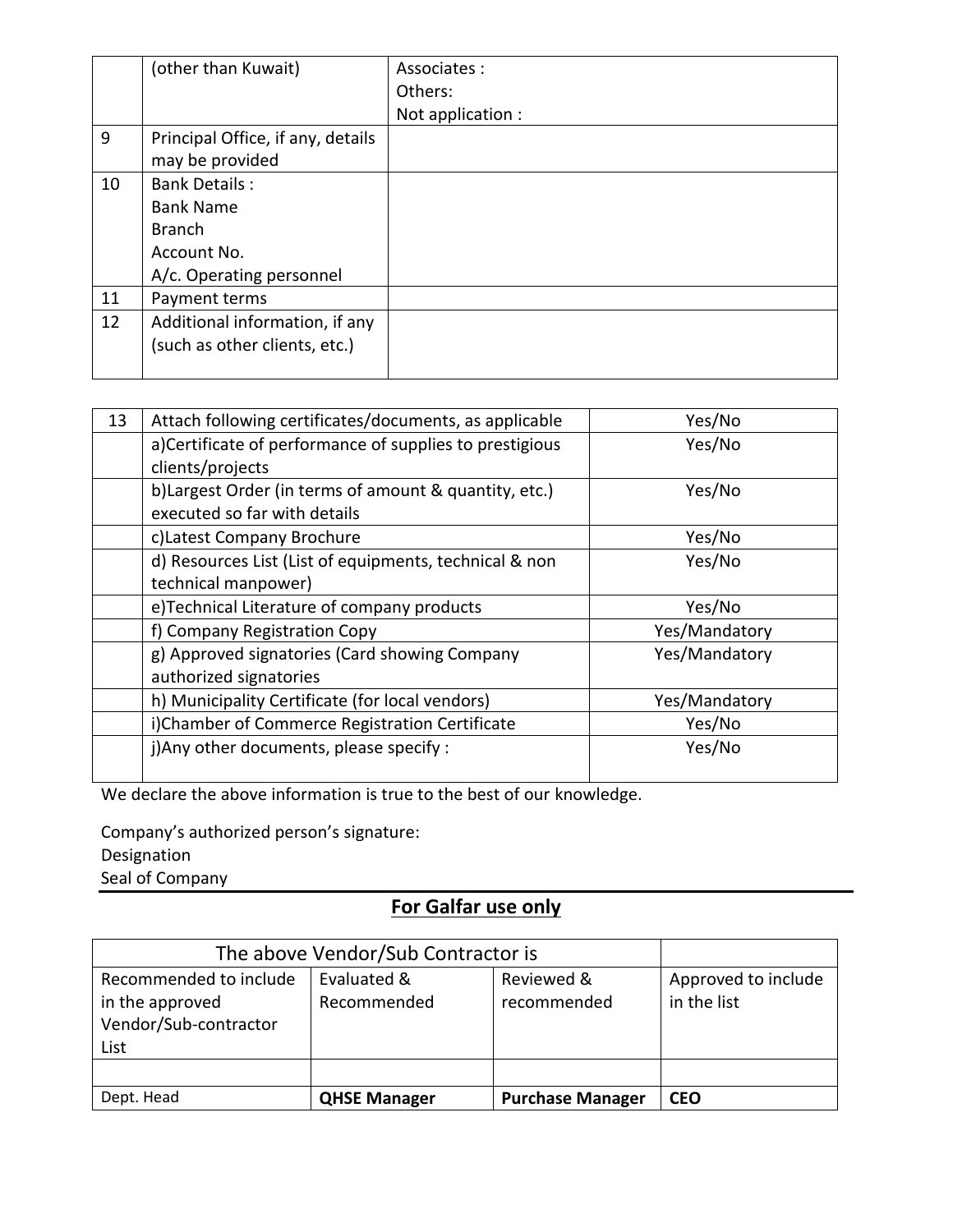| | | |
|---|---|---|
| | (other than Kuwait) | Associates :<br>Others:<br>Not application : |
| 9 | Principal Office, if any, details may be provided | |
| 10 | Bank Details :<br>Bank Name<br>Branch<br>Account No.<br>A/c. Operating personnel | |
| 11 | Payment terms | |
| 12 | Additional information, if any (such as other clients, etc.) | |

| | | |
|---|---|---|
| 13 | Attach following certificates/documents, as applicable | Yes/No |
| | a)Certificate of performance of supplies to prestigious clients/projects | Yes/No |
| | b)Largest Order (in terms of amount & quantity, etc.) executed so far with details | Yes/No |
| | c)Latest Company Brochure | Yes/No |
| | d) Resources List (List of equipments, technical & non technical manpower) | Yes/No |
| | e)Technical Literature of company products | Yes/No |
| | f) Company Registration Copy | Yes/Mandatory |
| | g) Approved signatories (Card showing Company authorized signatories | Yes/Mandatory |
| | h) Municipality Certificate (for local vendors) | Yes/Mandatory |
| | i)Chamber of Commerce Registration Certificate | Yes/No |
| | j)Any other documents, please specify : | Yes/No |

We declare the above information is true to the best of our knowledge.

Company's authorized person's signature:
Designation
Seal of Company

## For Galfar use only

| The above Vendor/Sub Contractor is | | | |
|---|---|---|---|
| Recommended to include in the approved Vendor/Sub-contractor List | Evaluated & Recommended | Reviewed & recommended | Approved to include in the list |
| | | | |
| Dept. Head | **QHSE Manager** | **Purchase Manager** | **CEO** |